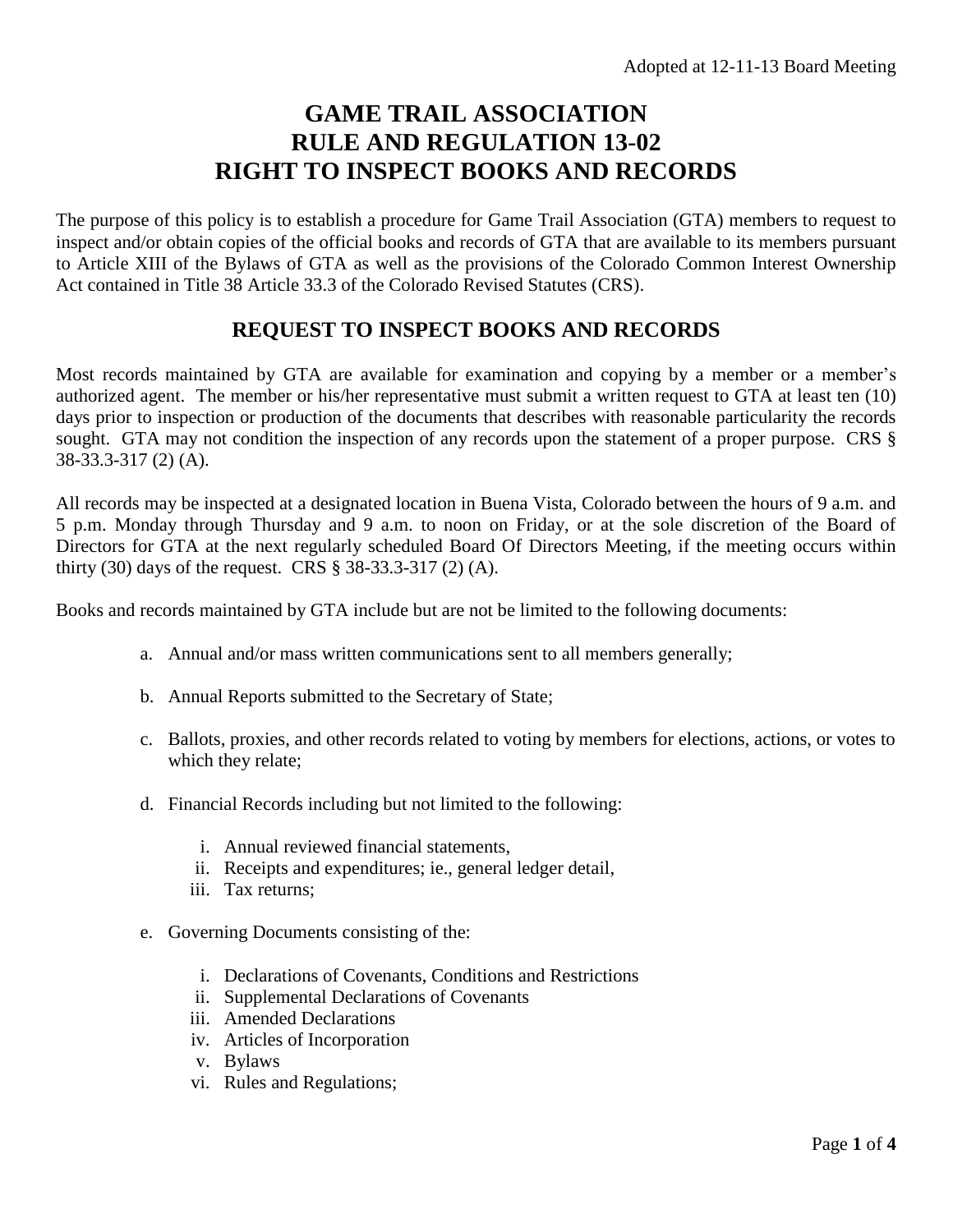Adopted at 12-11-13 Board Meeting

# GAME TRAIL ASSOCIATION
# RULE AND REGULATION 13-02
# RIGHT TO INSPECT BOOKS AND RECORDS

The purpose of this policy is to establish a procedure for Game Trail Association (GTA) members to request to inspect and/or obtain copies of the official books and records of GTA that are available to its members pursuant to Article XIII of the Bylaws of GTA as well as the provisions of the Colorado Common Interest Ownership Act contained in Title 38 Article 33.3 of the Colorado Revised Statutes (CRS).

## REQUEST TO INSPECT BOOKS AND RECORDS

Most records maintained by GTA are available for examination and copying by a member or a member's authorized agent. The member or his/her representative must submit a written request to GTA at least ten (10) days prior to inspection or production of the documents that describes with reasonable particularity the records sought. GTA may not condition the inspection of any records upon the statement of a proper purpose. CRS § 38-33.3-317 (2) (A).

All records may be inspected at a designated location in Buena Vista, Colorado between the hours of 9 a.m. and 5 p.m. Monday through Thursday and 9 a.m. to noon on Friday, or at the sole discretion of the Board of Directors for GTA at the next regularly scheduled Board Of Directors Meeting, if the meeting occurs within thirty (30) days of the request. CRS § 38-33.3-317 (2) (A).

Books and records maintained by GTA include but are not be limited to the following documents:

a. Annual and/or mass written communications sent to all members generally;

b. Annual Reports submitted to the Secretary of State;

c. Ballots, proxies, and other records related to voting by members for elections, actions, or votes to which they relate;

d. Financial Records including but not limited to the following:

   i. Annual reviewed financial statements,
   ii. Receipts and expenditures; ie., general ledger detail,
   iii. Tax returns;

e. Governing Documents consisting of the:

   i. Declarations of Covenants, Conditions and Restrictions
   ii. Supplemental Declarations of Covenants
   iii. Amended Declarations
   iv. Articles of Incorporation
   v. Bylaws
   vi. Rules and Regulations;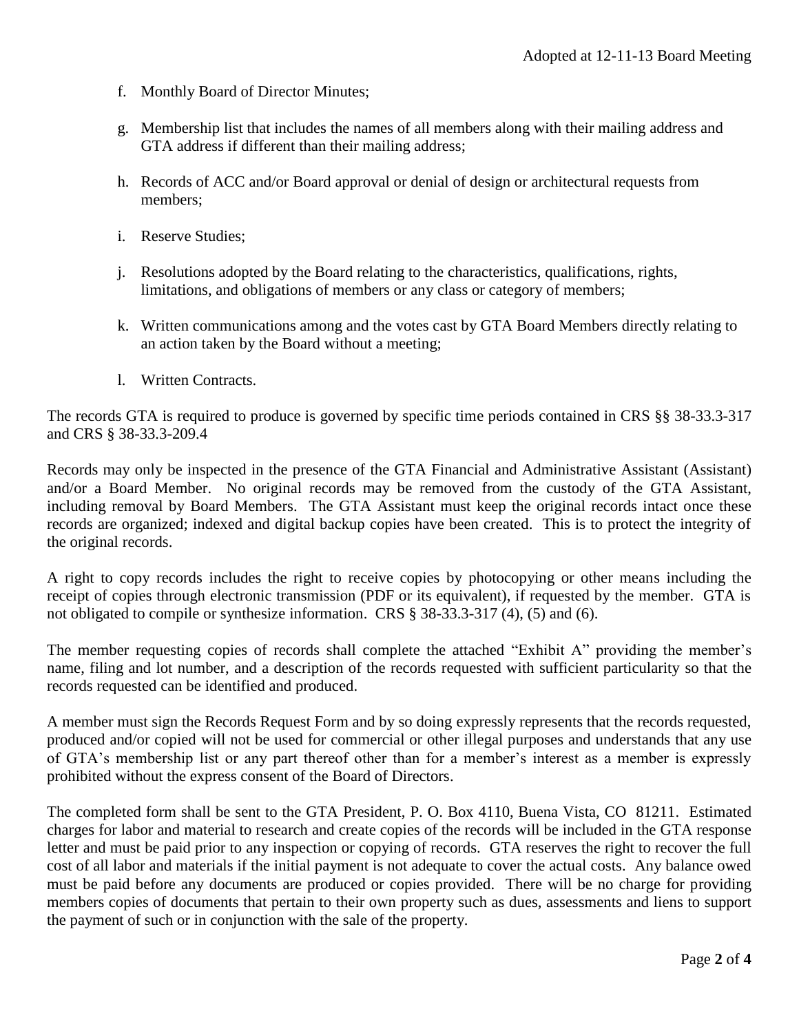f. Monthly Board of Director Minutes;

g. Membership list that includes the names of all members along with their mailing address and GTA address if different than their mailing address;

h. Records of ACC and/or Board approval or denial of design or architectural requests from members;

i. Reserve Studies;

j. Resolutions adopted by the Board relating to the characteristics, qualifications, rights, limitations, and obligations of members or any class or category of members;

k. Written communications among and the votes cast by GTA Board Members directly relating to an action taken by the Board without a meeting;

l. Written Contracts.

The records GTA is required to produce is governed by specific time periods contained in CRS §§ 38-33.3-317 and CRS § 38-33.3-209.4

Records may only be inspected in the presence of the GTA Financial and Administrative Assistant (Assistant) and/or a Board Member. No original records may be removed from the custody of the GTA Assistant, including removal by Board Members. The GTA Assistant must keep the original records intact once these records are organized; indexed and digital backup copies have been created. This is to protect the integrity of the original records.

A right to copy records includes the right to receive copies by photocopying or other means including the receipt of copies through electronic transmission (PDF or its equivalent), if requested by the member. GTA is not obligated to compile or synthesize information. CRS § 38-33.3-317 (4), (5) and (6).

The member requesting copies of records shall complete the attached "Exhibit A" providing the member's name, filing and lot number, and a description of the records requested with sufficient particularity so that the records requested can be identified and produced.

A member must sign the Records Request Form and by so doing expressly represents that the records requested, produced and/or copied will not be used for commercial or other illegal purposes and understands that any use of GTA's membership list or any part thereof other than for a member's interest as a member is expressly prohibited without the express consent of the Board of Directors.

The completed form shall be sent to the GTA President, P. O. Box 4110, Buena Vista, CO 81211. Estimated charges for labor and material to research and create copies of the records will be included in the GTA response letter and must be paid prior to any inspection or copying of records. GTA reserves the right to recover the full cost of all labor and materials if the initial payment is not adequate to cover the actual costs. Any balance owed must be paid before any documents are produced or copies provided. There will be no charge for providing members copies of documents that pertain to their own property such as dues, assessments and liens to support the payment of such or in conjunction with the sale of the property.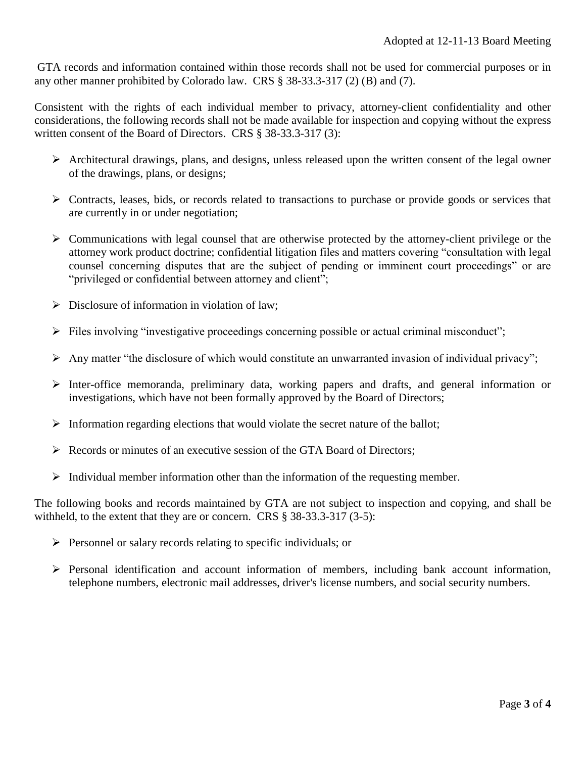GTA records and information contained within those records shall not be used for commercial purposes or in any other manner prohibited by Colorado law. CRS § 38-33.3-317 (2) (B) and (7).

Consistent with the rights of each individual member to privacy, attorney-client confidentiality and other considerations, the following records shall not be made available for inspection and copying without the express written consent of the Board of Directors. CRS § 38-33.3-317 (3):

- Architectural drawings, plans, and designs, unless released upon the written consent of the legal owner of the drawings, plans, or designs;
- Contracts, leases, bids, or records related to transactions to purchase or provide goods or services that are currently in or under negotiation;
- Communications with legal counsel that are otherwise protected by the attorney-client privilege or the attorney work product doctrine; confidential litigation files and matters covering "consultation with legal counsel concerning disputes that are the subject of pending or imminent court proceedings" or are "privileged or confidential between attorney and client";
- Disclosure of information in violation of law;
- Files involving "investigative proceedings concerning possible or actual criminal misconduct";
- Any matter "the disclosure of which would constitute an unwarranted invasion of individual privacy";
- Inter-office memoranda, preliminary data, working papers and drafts, and general information or investigations, which have not been formally approved by the Board of Directors;
- Information regarding elections that would violate the secret nature of the ballot;
- Records or minutes of an executive session of the GTA Board of Directors;
- Individual member information other than the information of the requesting member.

The following books and records maintained by GTA are not subject to inspection and copying, and shall be withheld, to the extent that they are or concern. CRS § 38-33.3-317 (3-5):

- Personnel or salary records relating to specific individuals; or
- Personal identification and account information of members, including bank account information, telephone numbers, electronic mail addresses, driver's license numbers, and social security numbers.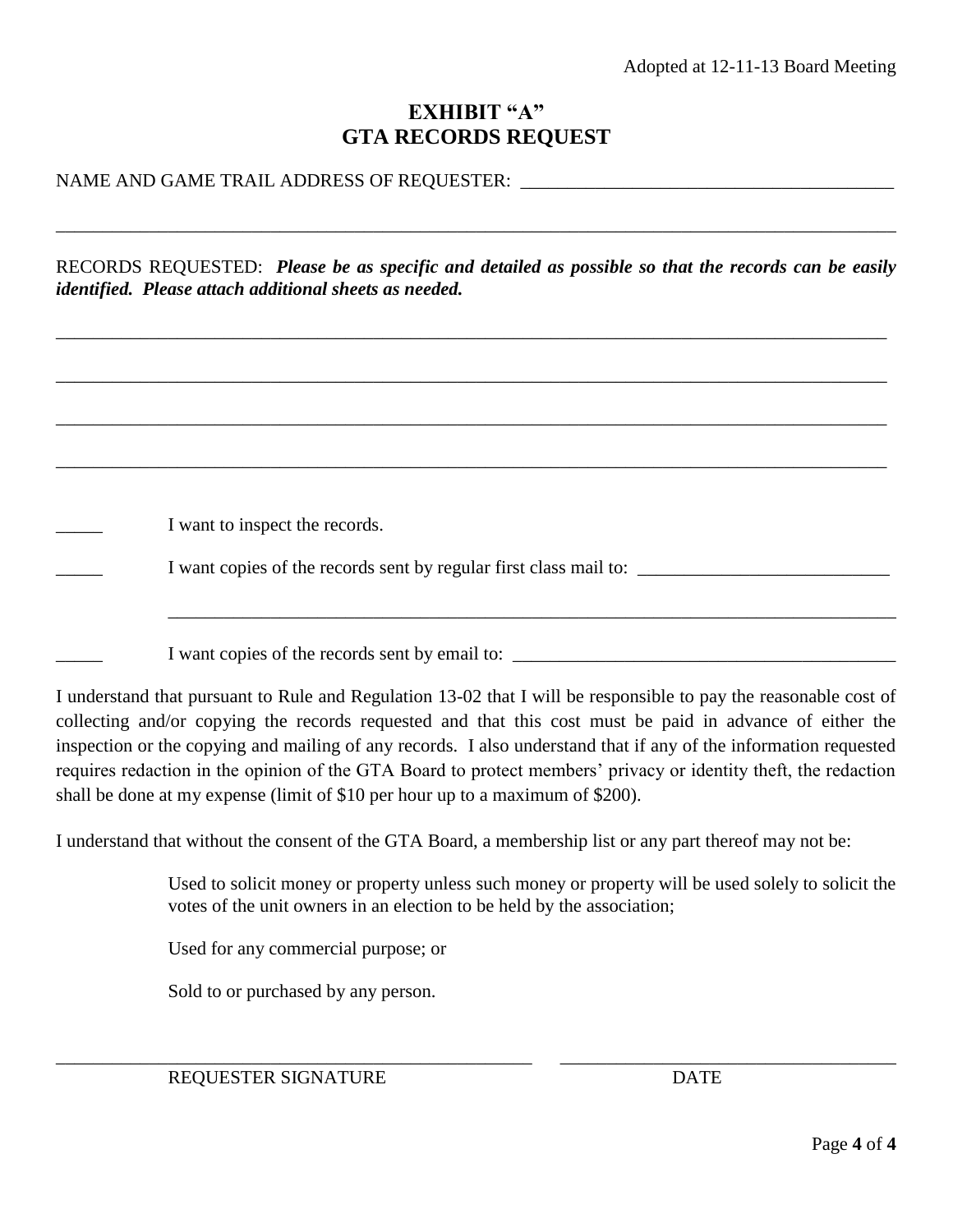Adopted at 12-11-13 Board Meeting

# EXHIBIT "A"
# GTA RECORDS REQUEST

NAME AND GAME TRAIL ADDRESS OF REQUESTER: ________________________________________

_____________________________________________________________________________________

RECORDS REQUESTED: ***Please be as specific and detailed as possible so that the records can be easily identified. Please attach additional sheets as needed.***

_____________________________________________________________________________________

_____________________________________________________________________________________

_____________________________________________________________________________________

_____________________________________________________________________________________

_____ I want to inspect the records.

_____ I want copies of the records sent by regular first class mail to: ___________________________

_____________________________________________________________________________

_____ I want copies of the records sent by email to: __________________________________________

I understand that pursuant to Rule and Regulation 13-02 that I will be responsible to pay the reasonable cost of collecting and/or copying the records requested and that this cost must be paid in advance of either the inspection or the copying and mailing of any records. I also understand that if any of the information requested requires redaction in the opinion of the GTA Board to protect members' privacy or identity theft, the redaction shall be done at my expense (limit of $10 per hour up to a maximum of $200).

I understand that without the consent of the GTA Board, a membership list or any part thereof may not be:

> Used to solicit money or property unless such money or property will be used solely to solicit the votes of the unit owners in an election to be held by the association;
>
> Used for any commercial purpose; or
>
> Sold to or purchased by any person.

_____________________________________________ _____________________________________

REQUESTER SIGNATURE DATE